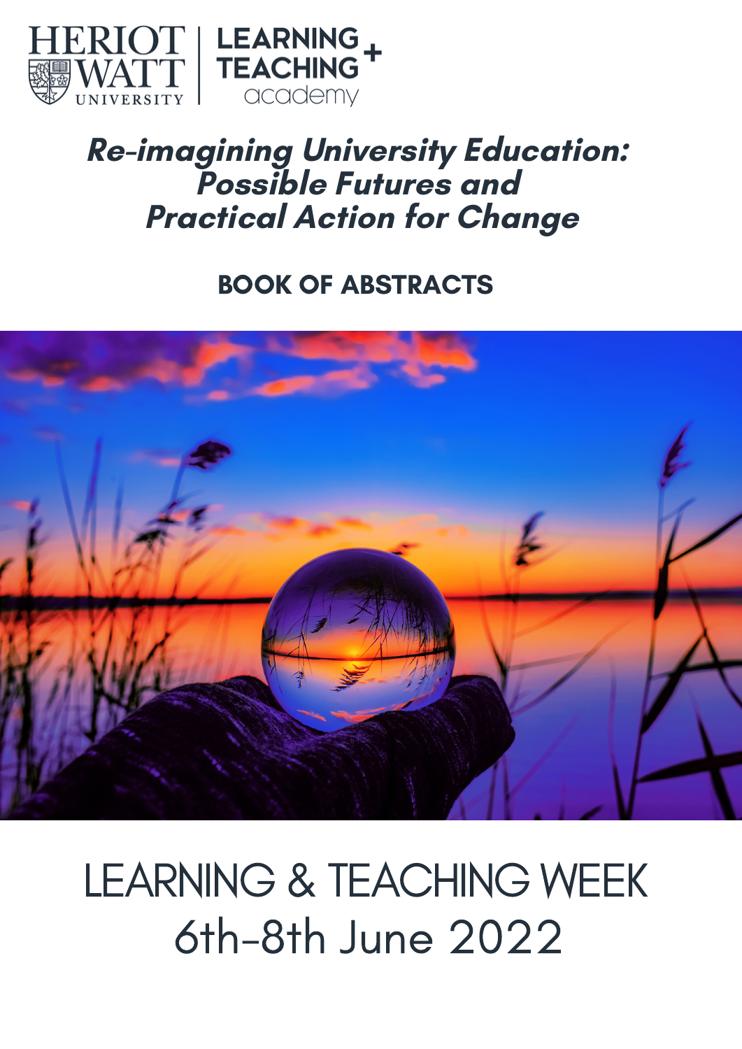HERIOT WATT UNIVERSITY | LEARNING + TEACHING academy

# *Re-imagining University Education: Possible Futures and Practical Action for Change*

## BOOK OF ABSTRACTS

LEARNING & TEACHING WEEK
6th–8th June 2022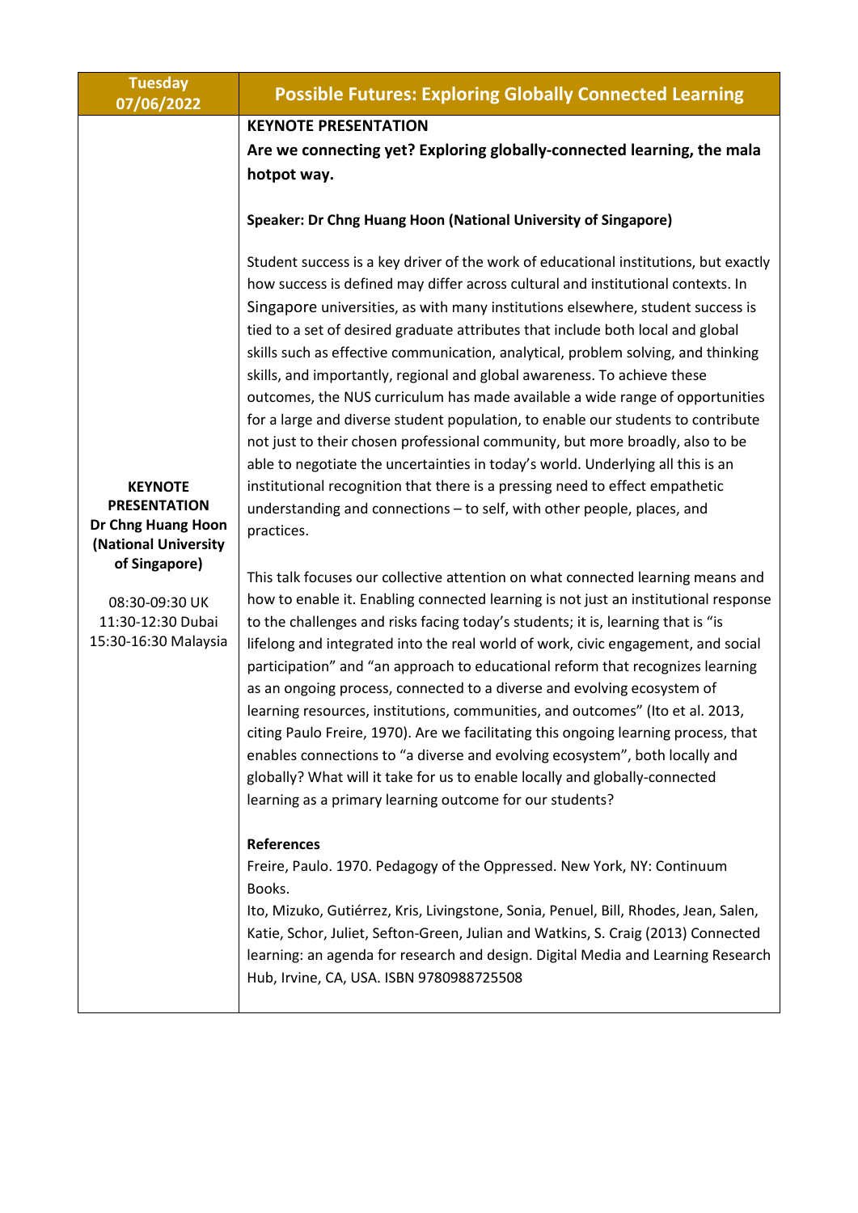| Tuesday 07/06/2022 | Possible Futures: Exploring Globally Connected Learning |
|---|---|
| **KEYNOTE PRESENTATION**<br>**Dr Chng Huang Hoon (National University of Singapore)**<br><br>08:30-09:30 UK<br>11:30-12:30 Dubai<br>15:30-16:30 Malaysia | **KEYNOTE PRESENTATION**<br>**Are we connecting yet? Exploring globally-connected learning, the mala hotpot way.**<br><br>**Speaker: Dr Chng Huang Hoon (National University of Singapore)**<br><br>Student success is a key driver of the work of educational institutions, but exactly how success is defined may differ across cultural and institutional contexts. In Singapore universities, as with many institutions elsewhere, student success is tied to a set of desired graduate attributes that include both local and global skills such as effective communication, analytical, problem solving, and thinking skills, and importantly, regional and global awareness. To achieve these outcomes, the NUS curriculum has made available a wide range of opportunities for a large and diverse student population, to enable our students to contribute not just to their chosen professional community, but more broadly, also to be able to negotiate the uncertainties in today's world. Underlying all this is an institutional recognition that there is a pressing need to effect empathetic understanding and connections – to self, with other people, places, and practices.<br><br>This talk focuses our collective attention on what connected learning means and how to enable it. Enabling connected learning is not just an institutional response to the challenges and risks facing today's students; it is, learning that is "is lifelong and integrated into the real world of work, civic engagement, and social participation" and "an approach to educational reform that recognizes learning as an ongoing process, connected to a diverse and evolving ecosystem of learning resources, institutions, communities, and outcomes" (Ito et al. 2013, citing Paulo Freire, 1970). Are we facilitating this ongoing learning process, that enables connections to "a diverse and evolving ecosystem", both locally and globally? What will it take for us to enable locally and globally-connected learning as a primary learning outcome for our students?<br><br>**References**<br>Freire, Paulo. 1970. Pedagogy of the Oppressed. New York, NY: Continuum Books.<br>Ito, Mizuko, Gutiérrez, Kris, Livingstone, Sonia, Penuel, Bill, Rhodes, Jean, Salen, Katie, Schor, Juliet, Sefton-Green, Julian and Watkins, S. Craig (2013) Connected learning: an agenda for research and design. Digital Media and Learning Research Hub, Irvine, CA, USA. ISBN 9780988725508 |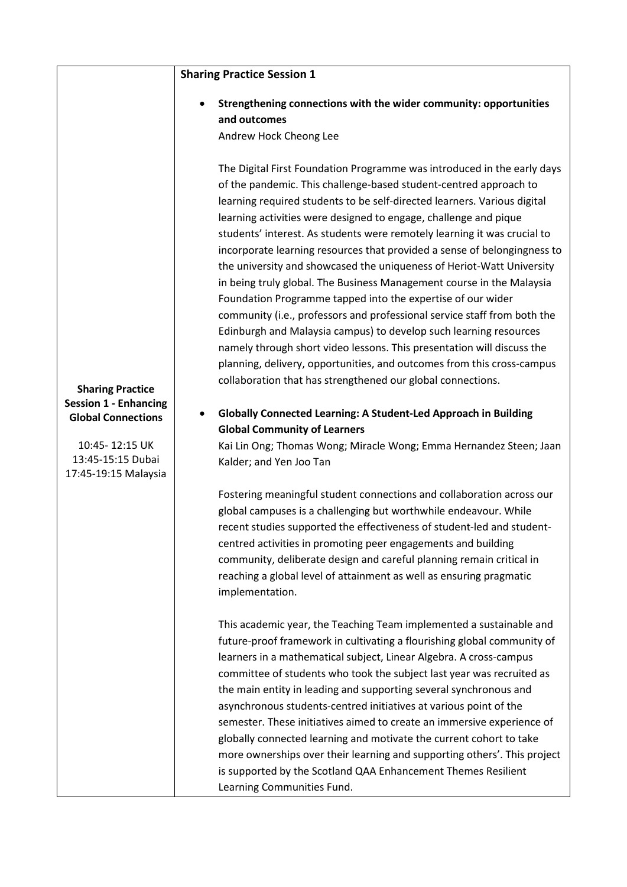| | |
|---|---|
| **Sharing Practice Session 1 - Enhancing Global Connections**<br><br>10:45- 12:15 UK<br>13:45-15:15 Dubai<br>17:45-19:15 Malaysia | **Sharing Practice Session 1**<br><br>• **Strengthening connections with the wider community: opportunities and outcomes**<br>Andrew Hock Cheong Lee<br><br>The Digital First Foundation Programme was introduced in the early days of the pandemic. This challenge-based student-centred approach to learning required students to be self-directed learners. Various digital learning activities were designed to engage, challenge and pique students' interest. As students were remotely learning it was crucial to incorporate learning resources that provided a sense of belongingness to the university and showcased the uniqueness of Heriot-Watt University in being truly global. The Business Management course in the Malaysia Foundation Programme tapped into the expertise of our wider community (i.e., professors and professional service staff from both the Edinburgh and Malaysia campus) to develop such learning resources namely through short video lessons. This presentation will discuss the planning, delivery, opportunities, and outcomes from this cross-campus collaboration that has strengthened our global connections.<br><br>• **Globally Connected Learning: A Student-Led Approach in Building Global Community of Learners**<br>Kai Lin Ong; Thomas Wong; Miracle Wong; Emma Hernandez Steen; Jaan Kalder; and Yen Joo Tan<br><br>Fostering meaningful student connections and collaboration across our global campuses is a challenging but worthwhile endeavour. While recent studies supported the effectiveness of student-led and student-centred activities in promoting peer engagements and building community, deliberate design and careful planning remain critical in reaching a global level of attainment as well as ensuring pragmatic implementation.<br><br>This academic year, the Teaching Team implemented a sustainable and future-proof framework in cultivating a flourishing global community of learners in a mathematical subject, Linear Algebra. A cross-campus committee of students who took the subject last year was recruited as the main entity in leading and supporting several synchronous and asynchronous students-centred initiatives at various point of the semester. These initiatives aimed to create an immersive experience of globally connected learning and motivate the current cohort to take more ownerships over their learning and supporting others'. This project is supported by the Scotland QAA Enhancement Themes Resilient Learning Communities Fund. |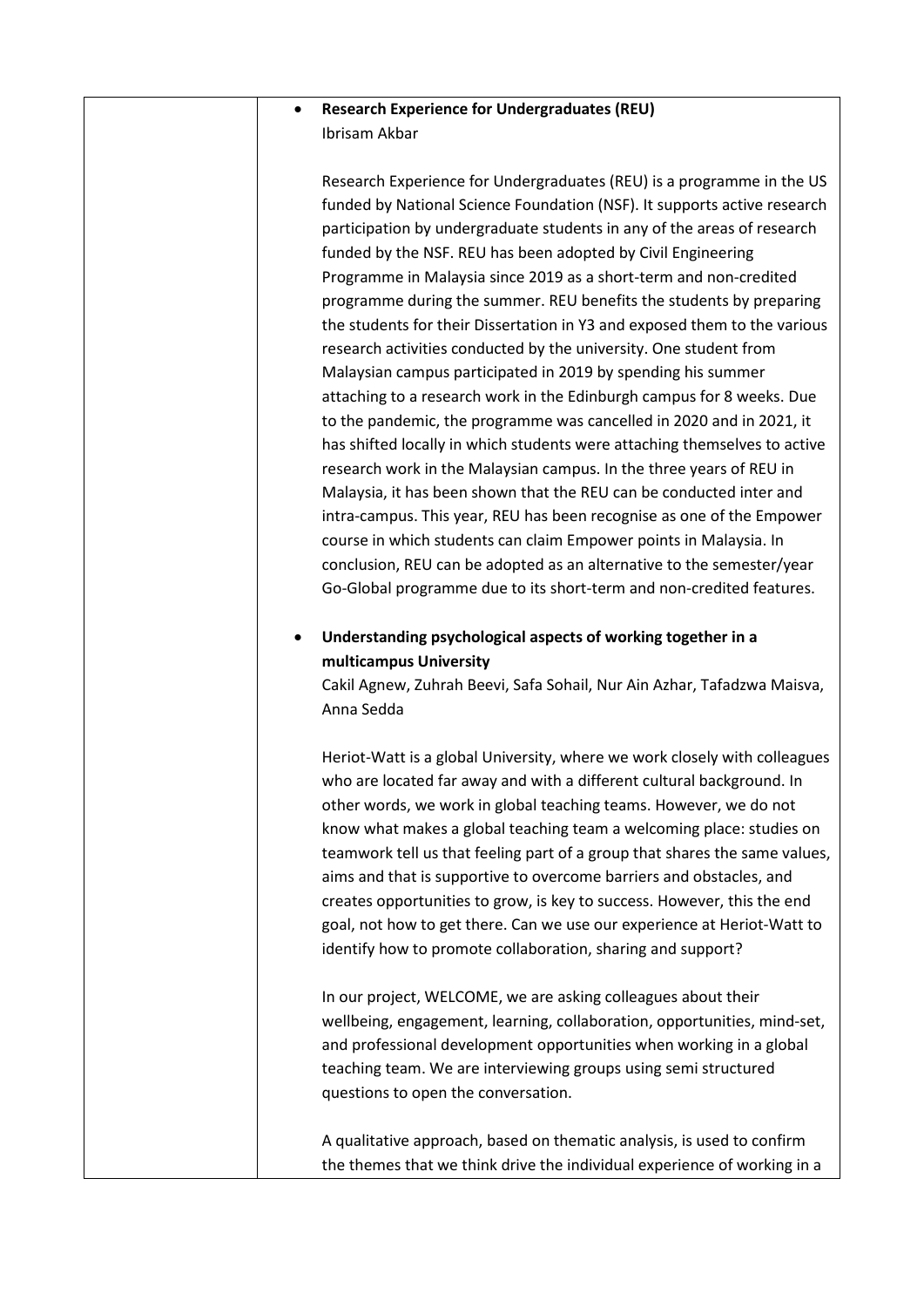- **Research Experience for Undergraduates (REU)**
  Ibrisam Akbar

  Research Experience for Undergraduates (REU) is a programme in the US funded by National Science Foundation (NSF). It supports active research participation by undergraduate students in any of the areas of research funded by the NSF. REU has been adopted by Civil Engineering Programme in Malaysia since 2019 as a short-term and non-credited programme during the summer. REU benefits the students by preparing the students for their Dissertation in Y3 and exposed them to the various research activities conducted by the university. One student from Malaysian campus participated in 2019 by spending his summer attaching to a research work in the Edinburgh campus for 8 weeks. Due to the pandemic, the programme was cancelled in 2020 and in 2021, it has shifted locally in which students were attaching themselves to active research work in the Malaysian campus. In the three years of REU in Malaysia, it has been shown that the REU can be conducted inter and intra-campus. This year, REU has been recognise as one of the Empower course in which students can claim Empower points in Malaysia. In conclusion, REU can be adopted as an alternative to the semester/year Go-Global programme due to its short-term and non-credited features.

- **Understanding psychological aspects of working together in a multicampus University**
  Cakil Agnew, Zuhrah Beevi, Safa Sohail, Nur Ain Azhar, Tafadzwa Maisva, Anna Sedda

  Heriot-Watt is a global University, where we work closely with colleagues who are located far away and with a different cultural background. In other words, we work in global teaching teams. However, we do not know what makes a global teaching team a welcoming place: studies on teamwork tell us that feeling part of a group that shares the same values, aims and that is supportive to overcome barriers and obstacles, and creates opportunities to grow, is key to success. However, this the end goal, not how to get there. Can we use our experience at Heriot-Watt to identify how to promote collaboration, sharing and support?

  In our project, WELCOME, we are asking colleagues about their wellbeing, engagement, learning, collaboration, opportunities, mind-set, and professional development opportunities when working in a global teaching team. We are interviewing groups using semi structured questions to open the conversation.

  A qualitative approach, based on thematic analysis, is used to confirm the themes that we think drive the individual experience of working in a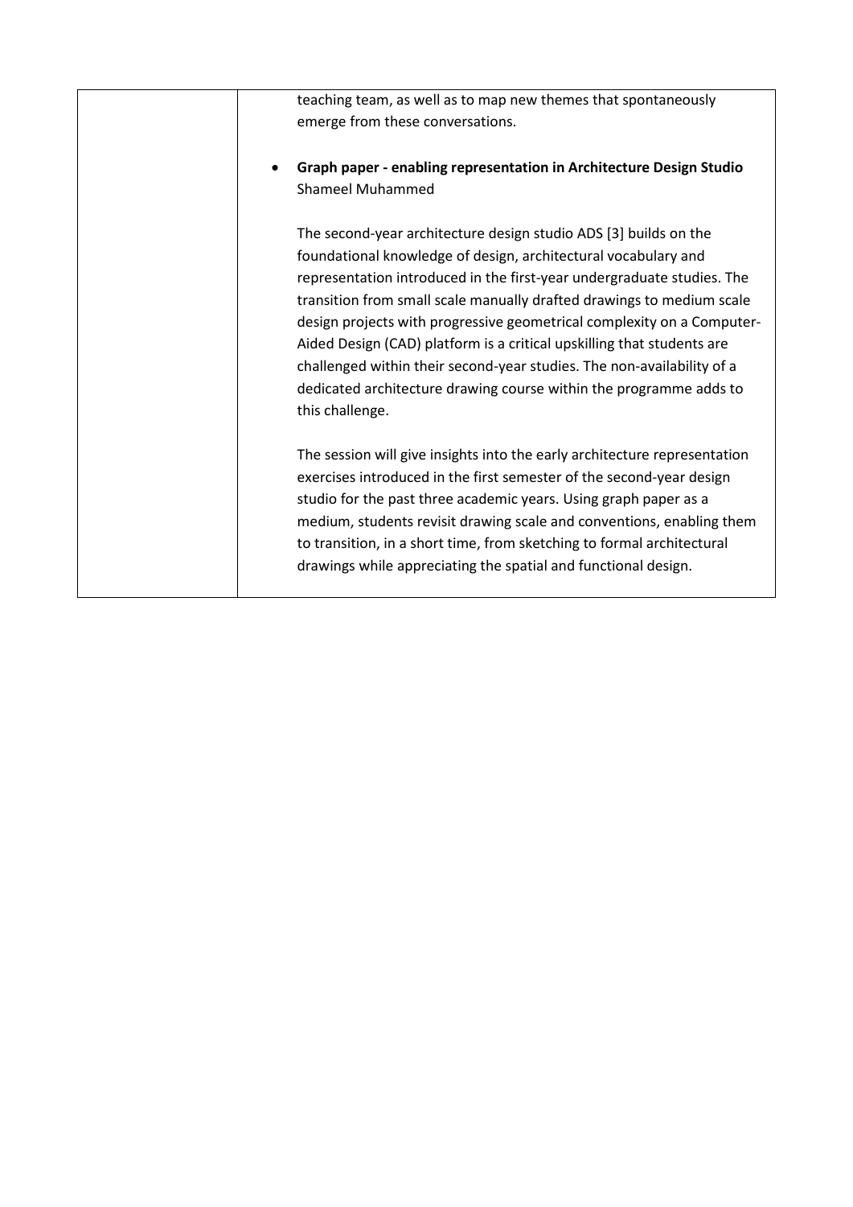| | teaching team, as well as to map new themes that spontaneously emerge from these conversations.<br><br>• **Graph paper - enabling representation in Architecture Design Studio**<br>Shameel Muhammed<br><br>The second-year architecture design studio ADS [3] builds on the foundational knowledge of design, architectural vocabulary and representation introduced in the first-year undergraduate studies. The transition from small scale manually drafted drawings to medium scale design projects with progressive geometrical complexity on a Computer-Aided Design (CAD) platform is a critical upskilling that students are challenged within their second-year studies. The non-availability of a dedicated architecture drawing course within the programme adds to this challenge.<br><br>The session will give insights into the early architecture representation exercises introduced in the first semester of the second-year design studio for the past three academic years. Using graph paper as a medium, students revisit drawing scale and conventions, enabling them to transition, in a short time, from sketching to formal architectural drawings while appreciating the spatial and functional design. |
|---|---|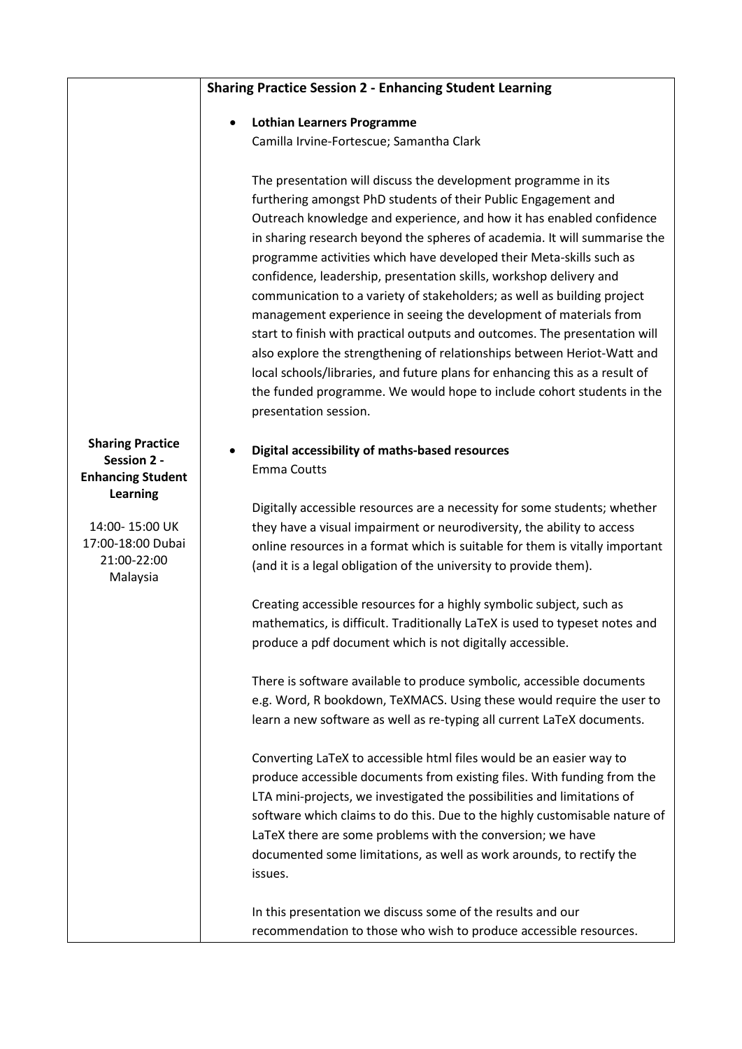| | **Sharing Practice Session 2 - Enhancing Student Learning** |
|---|---|
| **Sharing Practice Session 2 - Enhancing Student Learning**<br><br>14:00- 15:00 UK<br>17:00-18:00 Dubai<br>21:00-22:00 Malaysia | • **Lothian Learners Programme**<br>Camilla Irvine-Fortescue; Samantha Clark<br><br>The presentation will discuss the development programme in its furthering amongst PhD students of their Public Engagement and Outreach knowledge and experience, and how it has enabled confidence in sharing research beyond the spheres of academia. It will summarise the programme activities which have developed their Meta-skills such as confidence, leadership, presentation skills, workshop delivery and communication to a variety of stakeholders; as well as building project management experience in seeing the development of materials from start to finish with practical outputs and outcomes. The presentation will also explore the strengthening of relationships between Heriot-Watt and local schools/libraries, and future plans for enhancing this as a result of the funded programme. We would hope to include cohort students in the presentation session.<br><br>• **Digital accessibility of maths-based resources**<br>Emma Coutts<br><br>Digitally accessible resources are a necessity for some students; whether they have a visual impairment or neurodiversity, the ability to access online resources in a format which is suitable for them is vitally important (and it is a legal obligation of the university to provide them).<br><br>Creating accessible resources for a highly symbolic subject, such as mathematics, is difficult. Traditionally LaTeX is used to typeset notes and produce a pdf document which is not digitally accessible.<br><br>There is software available to produce symbolic, accessible documents e.g. Word, R bookdown, TeXMACS. Using these would require the user to learn a new software as well as re-typing all current LaTeX documents.<br><br>Converting LaTeX to accessible html files would be an easier way to produce accessible documents from existing files. With funding from the LTA mini-projects, we investigated the possibilities and limitations of software which claims to do this. Due to the highly customisable nature of LaTeX there are some problems with the conversion; we have documented some limitations, as well as work arounds, to rectify the issues.<br><br>In this presentation we discuss some of the results and our recommendation to those who wish to produce accessible resources. |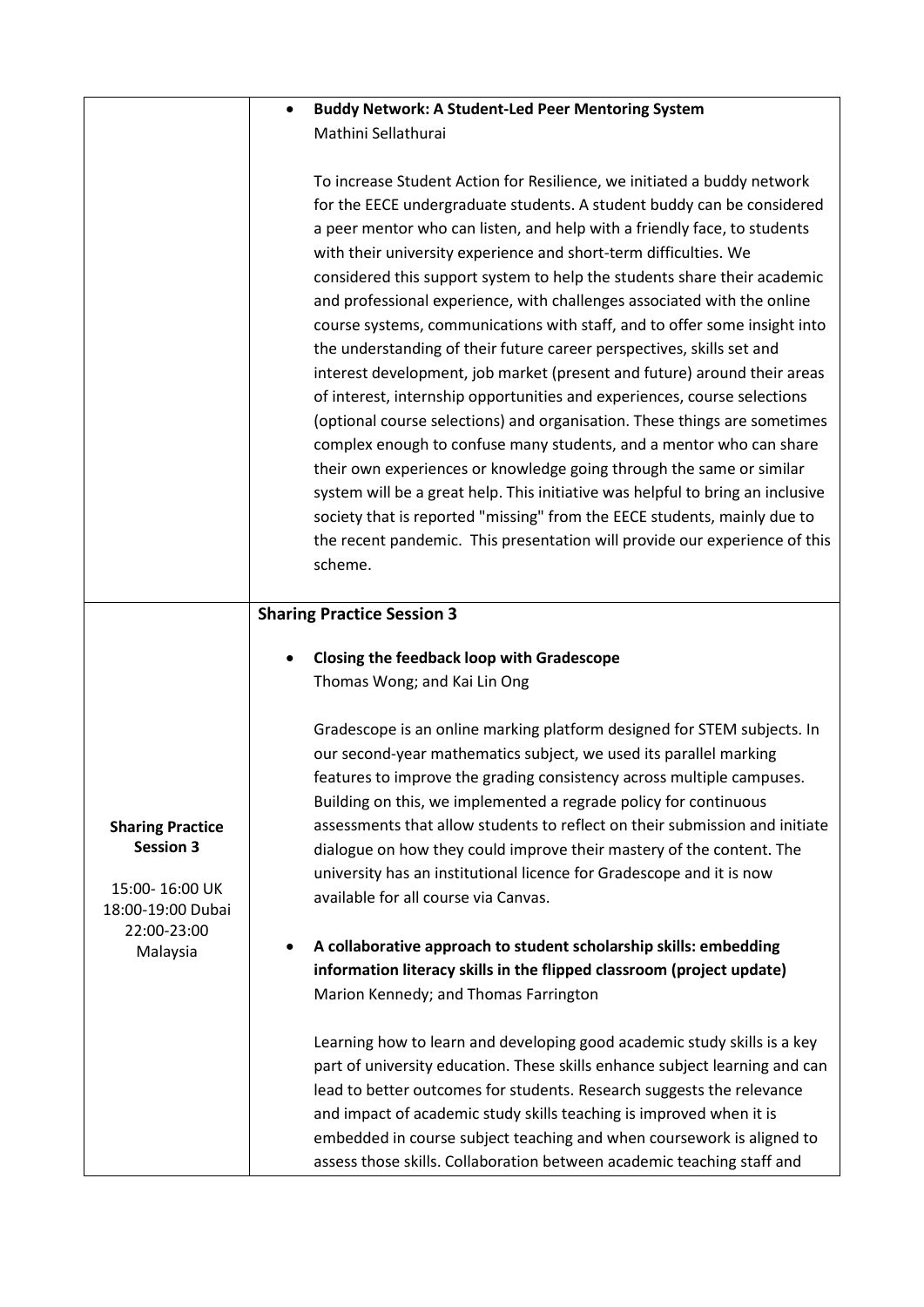| | |
|---|---|
| | • **Buddy Network: A Student-Led Peer Mentoring System**<br>Mathini Sellathurai<br><br>To increase Student Action for Resilience, we initiated a buddy network for the EECE undergraduate students. A student buddy can be considered a peer mentor who can listen, and help with a friendly face, to students with their university experience and short-term difficulties. We considered this support system to help the students share their academic and professional experience, with challenges associated with the online course systems, communications with staff, and to offer some insight into the understanding of their future career perspectives, skills set and interest development, job market (present and future) around their areas of interest, internship opportunities and experiences, course selections (optional course selections) and organisation. These things are sometimes complex enough to confuse many students, and a mentor who can share their own experiences or knowledge going through the same or similar system will be a great help. This initiative was helpful to bring an inclusive society that is reported "missing" from the EECE students, mainly due to the recent pandemic. This presentation will provide our experience of this scheme. |
| **Sharing Practice Session 3**<br><br>15:00- 16:00 UK<br>18:00-19:00 Dubai<br>22:00-23:00 Malaysia | **Sharing Practice Session 3**<br><br>• **Closing the feedback loop with Gradescope**<br>Thomas Wong; and Kai Lin Ong<br><br>Gradescope is an online marking platform designed for STEM subjects. In our second-year mathematics subject, we used its parallel marking features to improve the grading consistency across multiple campuses. Building on this, we implemented a regrade policy for continuous assessments that allow students to reflect on their submission and initiate dialogue on how they could improve their mastery of the content. The university has an institutional licence for Gradescope and it is now available for all course via Canvas.<br><br>• **A collaborative approach to student scholarship skills: embedding information literacy skills in the flipped classroom (project update)**<br>Marion Kennedy; and Thomas Farrington<br><br>Learning how to learn and developing good academic study skills is a key part of university education. These skills enhance subject learning and can lead to better outcomes for students. Research suggests the relevance and impact of academic study skills teaching is improved when it is embedded in course subject teaching and when coursework is aligned to assess those skills. Collaboration between academic teaching staff and |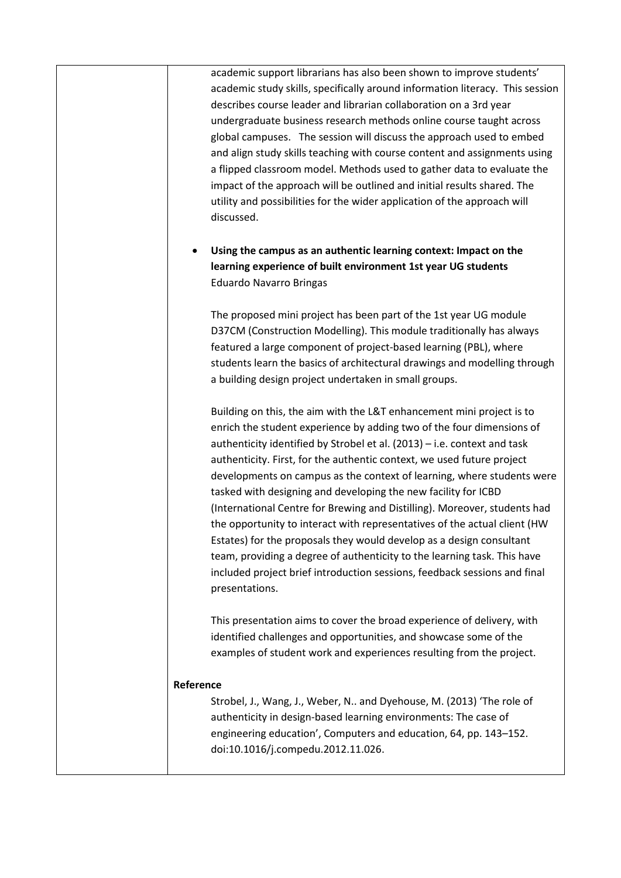academic support librarians has also been shown to improve students' academic study skills, specifically around information literacy. This session describes course leader and librarian collaboration on a 3rd year undergraduate business research methods online course taught across global campuses. The session will discuss the approach used to embed and align study skills teaching with course content and assignments using a flipped classroom model. Methods used to gather data to evaluate the impact of the approach will be outlined and initial results shared. The utility and possibilities for the wider application of the approach will discussed.

- **Using the campus as an authentic learning context: Impact on the learning experience of built environment 1st year UG students**
  Eduardo Navarro Bringas

  The proposed mini project has been part of the 1st year UG module D37CM (Construction Modelling). This module traditionally has always featured a large component of project-based learning (PBL), where students learn the basics of architectural drawings and modelling through a building design project undertaken in small groups.

  Building on this, the aim with the L&T enhancement mini project is to enrich the student experience by adding two of the four dimensions of authenticity identified by Strobel et al. (2013) – i.e. context and task authenticity. First, for the authentic context, we used future project developments on campus as the context of learning, where students were tasked with designing and developing the new facility for ICBD (International Centre for Brewing and Distilling). Moreover, students had the opportunity to interact with representatives of the actual client (HW Estates) for the proposals they would develop as a design consultant team, providing a degree of authenticity to the learning task. This have included project brief introduction sessions, feedback sessions and final presentations.

  This presentation aims to cover the broad experience of delivery, with identified challenges and opportunities, and showcase some of the examples of student work and experiences resulting from the project.

**Reference**

Strobel, J., Wang, J., Weber, N.. and Dyehouse, M. (2013) 'The role of authenticity in design-based learning environments: The case of engineering education', Computers and education, 64, pp. 143–152. doi:10.1016/j.compedu.2012.11.026.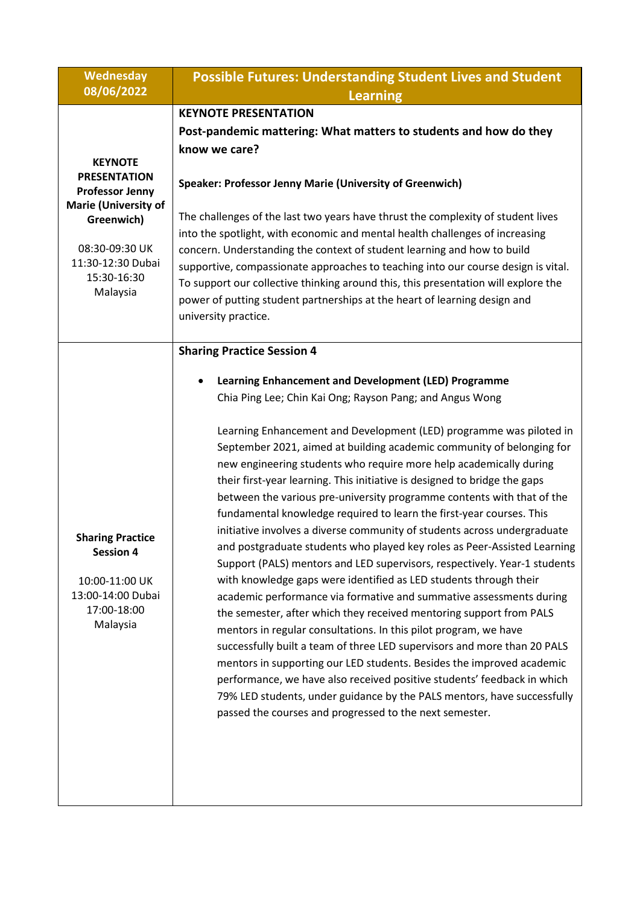| Wednesday 08/06/2022 | Possible Futures: Understanding Student Lives and Student Learning |
|---|---|
| **KEYNOTE PRESENTATION Professor Jenny Marie (University of Greenwich)**<br><br>08:30-09:30 UK<br>11:30-12:30 Dubai<br>15:30-16:30 Malaysia | **KEYNOTE PRESENTATION**<br>**Post-pandemic mattering: What matters to students and how do they know we care?**<br><br>**Speaker: Professor Jenny Marie (University of Greenwich)**<br><br>The challenges of the last two years have thrust the complexity of student lives into the spotlight, with economic and mental health challenges of increasing concern. Understanding the context of student learning and how to build supportive, compassionate approaches to teaching into our course design is vital. To support our collective thinking around this, this presentation will explore the power of putting student partnerships at the heart of learning design and university practice. |
| **Sharing Practice Session 4**<br><br>10:00-11:00 UK<br>13:00-14:00 Dubai<br>17:00-18:00 Malaysia | **Sharing Practice Session 4**<br><br>• **Learning Enhancement and Development (LED) Programme**<br>Chia Ping Lee; Chin Kai Ong; Rayson Pang; and Angus Wong<br><br>Learning Enhancement and Development (LED) programme was piloted in September 2021, aimed at building academic community of belonging for new engineering students who require more help academically during their first-year learning. This initiative is designed to bridge the gaps between the various pre-university programme contents with that of the fundamental knowledge required to learn the first-year courses. This initiative involves a diverse community of students across undergraduate and postgraduate students who played key roles as Peer-Assisted Learning Support (PALS) mentors and LED supervisors, respectively. Year-1 students with knowledge gaps were identified as LED students through their academic performance via formative and summative assessments during the semester, after which they received mentoring support from PALS mentors in regular consultations. In this pilot program, we have successfully built a team of three LED supervisors and more than 20 PALS mentors in supporting our LED students. Besides the improved academic performance, we have also received positive students' feedback in which 79% LED students, under guidance by the PALS mentors, have successfully passed the courses and progressed to the next semester. |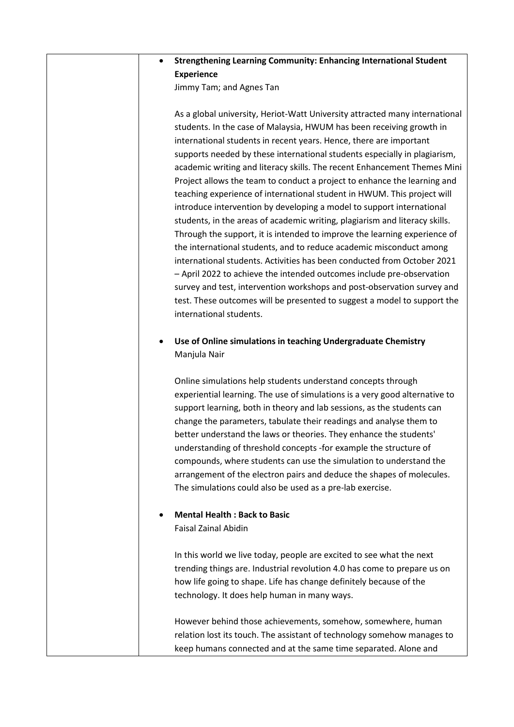- **Strengthening Learning Community: Enhancing International Student Experience**
  Jimmy Tam; and Agnes Tan

  As a global university, Heriot-Watt University attracted many international students. In the case of Malaysia, HWUM has been receiving growth in international students in recent years. Hence, there are important supports needed by these international students especially in plagiarism, academic writing and literacy skills. The recent Enhancement Themes Mini Project allows the team to conduct a project to enhance the learning and teaching experience of international student in HWUM. This project will introduce intervention by developing a model to support international students, in the areas of academic writing, plagiarism and literacy skills. Through the support, it is intended to improve the learning experience of the international students, and to reduce academic misconduct among international students. Activities has been conducted from October 2021 – April 2022 to achieve the intended outcomes include pre-observation survey and test, intervention workshops and post-observation survey and test. These outcomes will be presented to suggest a model to support the international students.

- **Use of Online simulations in teaching Undergraduate Chemistry**
  Manjula Nair

  Online simulations help students understand concepts through experiential learning. The use of simulations is a very good alternative to support learning, both in theory and lab sessions, as the students can change the parameters, tabulate their readings and analyse them to better understand the laws or theories. They enhance the students' understanding of threshold concepts -for example the structure of compounds, where students can use the simulation to understand the arrangement of the electron pairs and deduce the shapes of molecules. The simulations could also be used as a pre-lab exercise.

- **Mental Health : Back to Basic**
  Faisal Zainal Abidin

  In this world we live today, people are excited to see what the next trending things are. Industrial revolution 4.0 has come to prepare us on how life going to shape. Life has change definitely because of the technology. It does help human in many ways.

  However behind those achievements, somehow, somewhere, human relation lost its touch. The assistant of technology somehow manages to keep humans connected and at the same time separated. Alone and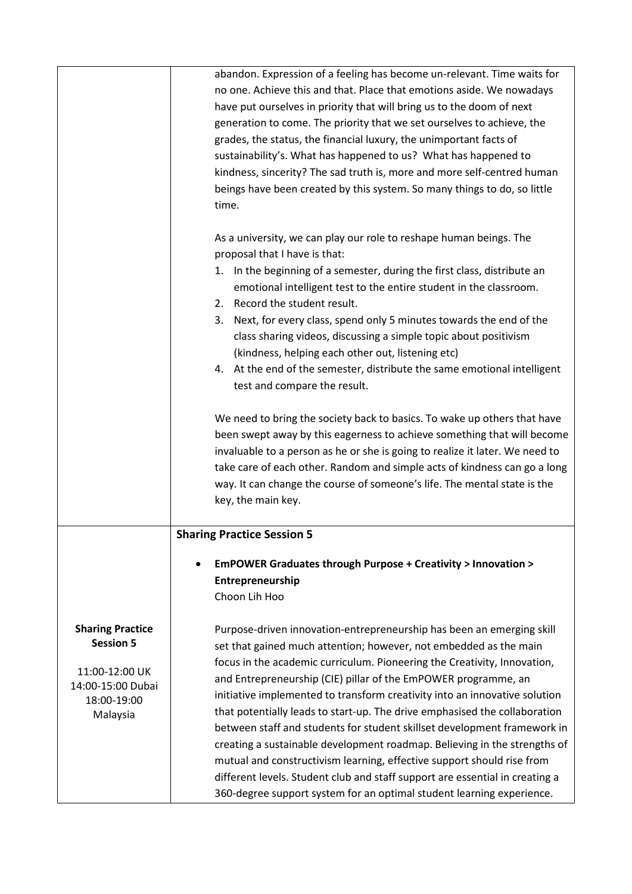| | |
|---|---|
| | abandon. Expression of a feeling has become un-relevant. Time waits for no one. Achieve this and that. Place that emotions aside. We nowadays have put ourselves in priority that will bring us to the doom of next generation to come. The priority that we set ourselves to achieve, the grades, the status, the financial luxury, the unimportant facts of sustainability's. What has happened to us? What has happened to kindness, sincerity? The sad truth is, more and more self-centred human beings have been created by this system. So many things to do, so little time.<br><br>As a university, we can play our role to reshape human beings. The proposal that I have is that:<br>1. In the beginning of a semester, during the first class, distribute an emotional intelligent test to the entire student in the classroom.<br>2. Record the student result.<br>3. Next, for every class, spend only 5 minutes towards the end of the class sharing videos, discussing a simple topic about positivism (kindness, helping each other out, listening etc)<br>4. At the end of the semester, distribute the same emotional intelligent test and compare the result.<br><br>We need to bring the society back to basics. To wake up others that have been swept away by this eagerness to achieve something that will become invaluable to a person as he or she is going to realize it later. We need to take care of each other. Random and simple acts of kindness can go a long way. It can change the course of someone's life. The mental state is the key, the main key. |
| **Sharing Practice Session 5**<br><br>11:00-12:00 UK<br>14:00-15:00 Dubai<br>18:00-19:00 Malaysia | **Sharing Practice Session 5**<br><br>• **EmPOWER Graduates through Purpose + Creativity > Innovation > Entrepreneurship**<br>Choon Lih Hoo<br><br>Purpose-driven innovation-entrepreneurship has been an emerging skill set that gained much attention; however, not embedded as the main focus in the academic curriculum. Pioneering the Creativity, Innovation, and Entrepreneurship (CIE) pillar of the EmPOWER programme, an initiative implemented to transform creativity into an innovative solution that potentially leads to start-up. The drive emphasised the collaboration between staff and students for student skillset development framework in creating a sustainable development roadmap. Believing in the strengths of mutual and constructivism learning, effective support should rise from different levels. Student club and staff support are essential in creating a 360-degree support system for an optimal student learning experience. |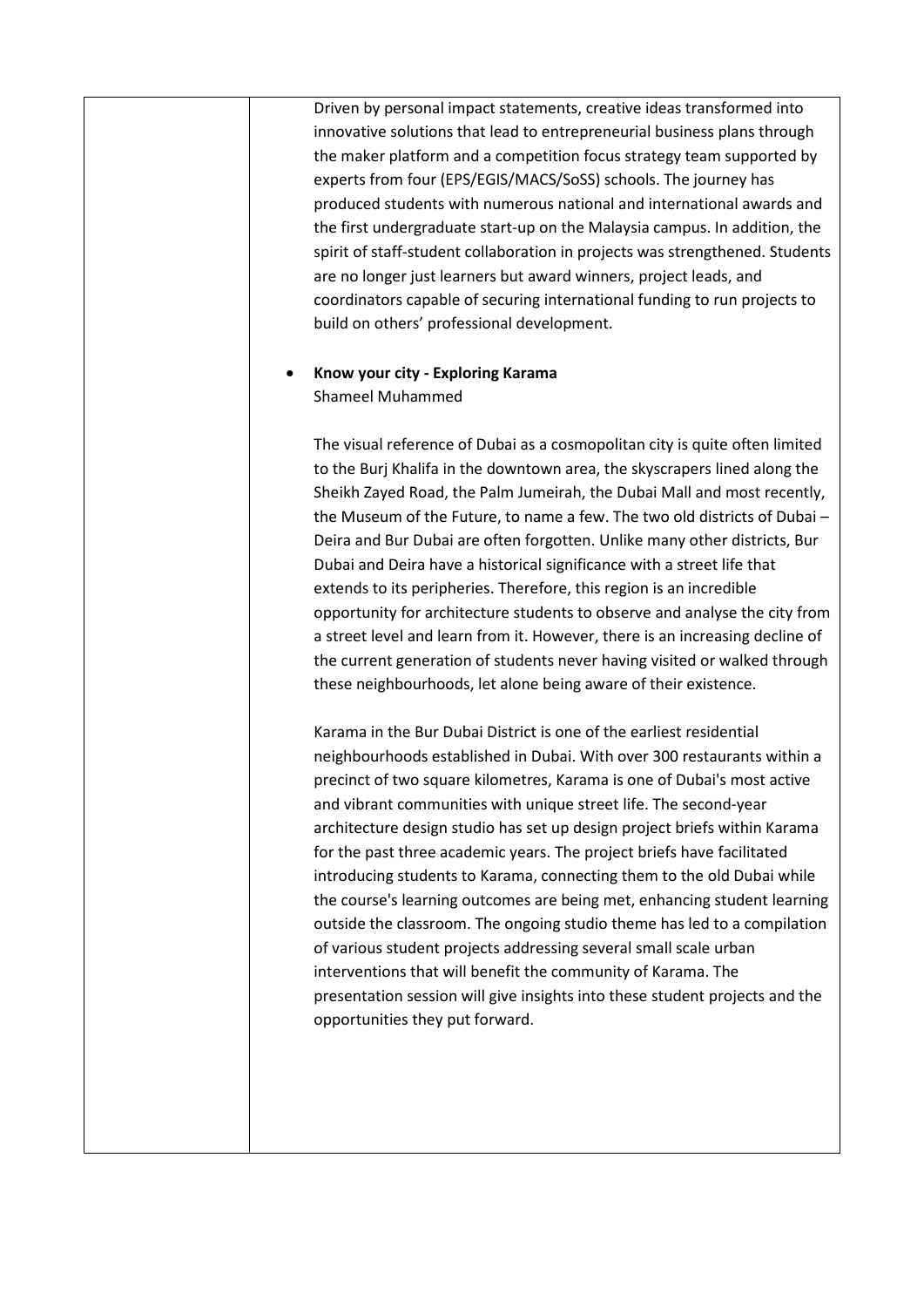| | |
|---|---|
| | Driven by personal impact statements, creative ideas transformed into innovative solutions that lead to entrepreneurial business plans through the maker platform and a competition focus strategy team supported by experts from four (EPS/EGIS/MACS/SoSS) schools. The journey has produced students with numerous national and international awards and the first undergraduate start-up on the Malaysia campus. In addition, the spirit of staff-student collaboration in projects was strengthened. Students are no longer just learners but award winners, project leads, and coordinators capable of securing international funding to run projects to build on others' professional development.<br><br>• **Know your city - Exploring Karama**<br>Shameel Muhammed<br><br>The visual reference of Dubai as a cosmopolitan city is quite often limited to the Burj Khalifa in the downtown area, the skyscrapers lined along the Sheikh Zayed Road, the Palm Jumeirah, the Dubai Mall and most recently, the Museum of the Future, to name a few. The two old districts of Dubai – Deira and Bur Dubai are often forgotten. Unlike many other districts, Bur Dubai and Deira have a historical significance with a street life that extends to its peripheries. Therefore, this region is an incredible opportunity for architecture students to observe and analyse the city from a street level and learn from it. However, there is an increasing decline of the current generation of students never having visited or walked through these neighbourhoods, let alone being aware of their existence.<br><br>Karama in the Bur Dubai District is one of the earliest residential neighbourhoods established in Dubai. With over 300 restaurants within a precinct of two square kilometres, Karama is one of Dubai's most active and vibrant communities with unique street life. The second-year architecture design studio has set up design project briefs within Karama for the past three academic years. The project briefs have facilitated introducing students to Karama, connecting them to the old Dubai while the course's learning outcomes are being met, enhancing student learning outside the classroom. The ongoing studio theme has led to a compilation of various student projects addressing several small scale urban interventions that will benefit the community of Karama. The presentation session will give insights into these student projects and the opportunities they put forward. |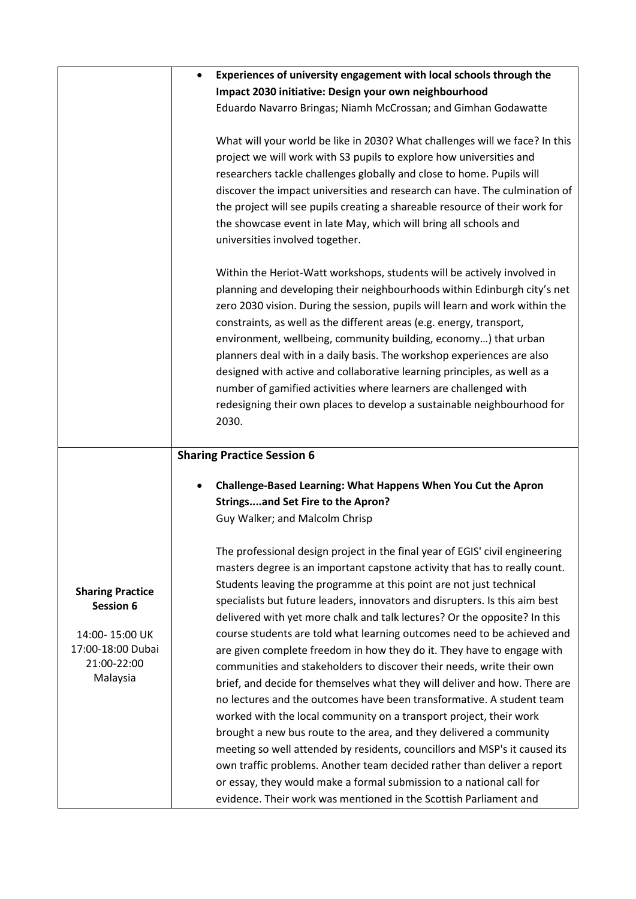| | |
|---|---|
| | • **Experiences of university engagement with local schools through the Impact 2030 initiative: Design your own neighbourhood**<br>Eduardo Navarro Bringas; Niamh McCrossan; and Gimhan Godawatte<br><br>What will your world be like in 2030? What challenges will we face? In this project we will work with S3 pupils to explore how universities and researchers tackle challenges globally and close to home. Pupils will discover the impact universities and research can have. The culmination of the project will see pupils creating a shareable resource of their work for the showcase event in late May, which will bring all schools and universities involved together.<br><br>Within the Heriot-Watt workshops, students will be actively involved in planning and developing their neighbourhoods within Edinburgh city's net zero 2030 vision. During the session, pupils will learn and work within the constraints, as well as the different areas (e.g. energy, transport, environment, wellbeing, community building, economy…) that urban planners deal with in a daily basis. The workshop experiences are also designed with active and collaborative learning principles, as well as a number of gamified activities where learners are challenged with redesigning their own places to develop a sustainable neighbourhood for 2030. |
| **Sharing Practice Session 6**<br><br>14:00- 15:00 UK<br>17:00-18:00 Dubai<br>21:00-22:00 Malaysia | **Sharing Practice Session 6**<br><br>• **Challenge-Based Learning: What Happens When You Cut the Apron Strings....and Set Fire to the Apron?**<br>Guy Walker; and Malcolm Chrisp<br><br>The professional design project in the final year of EGIS' civil engineering masters degree is an important capstone activity that has to really count. Students leaving the programme at this point are not just technical specialists but future leaders, innovators and disrupters. Is this aim best delivered with yet more chalk and talk lectures? Or the opposite? In this course students are told what learning outcomes need to be achieved and are given complete freedom in how they do it. They have to engage with communities and stakeholders to discover their needs, write their own brief, and decide for themselves what they will deliver and how. There are no lectures and the outcomes have been transformative. A student team worked with the local community on a transport project, their work brought a new bus route to the area, and they delivered a community meeting so well attended by residents, councillors and MSP's it caused its own traffic problems. Another team decided rather than deliver a report or essay, they would make a formal submission to a national call for evidence. Their work was mentioned in the Scottish Parliament and |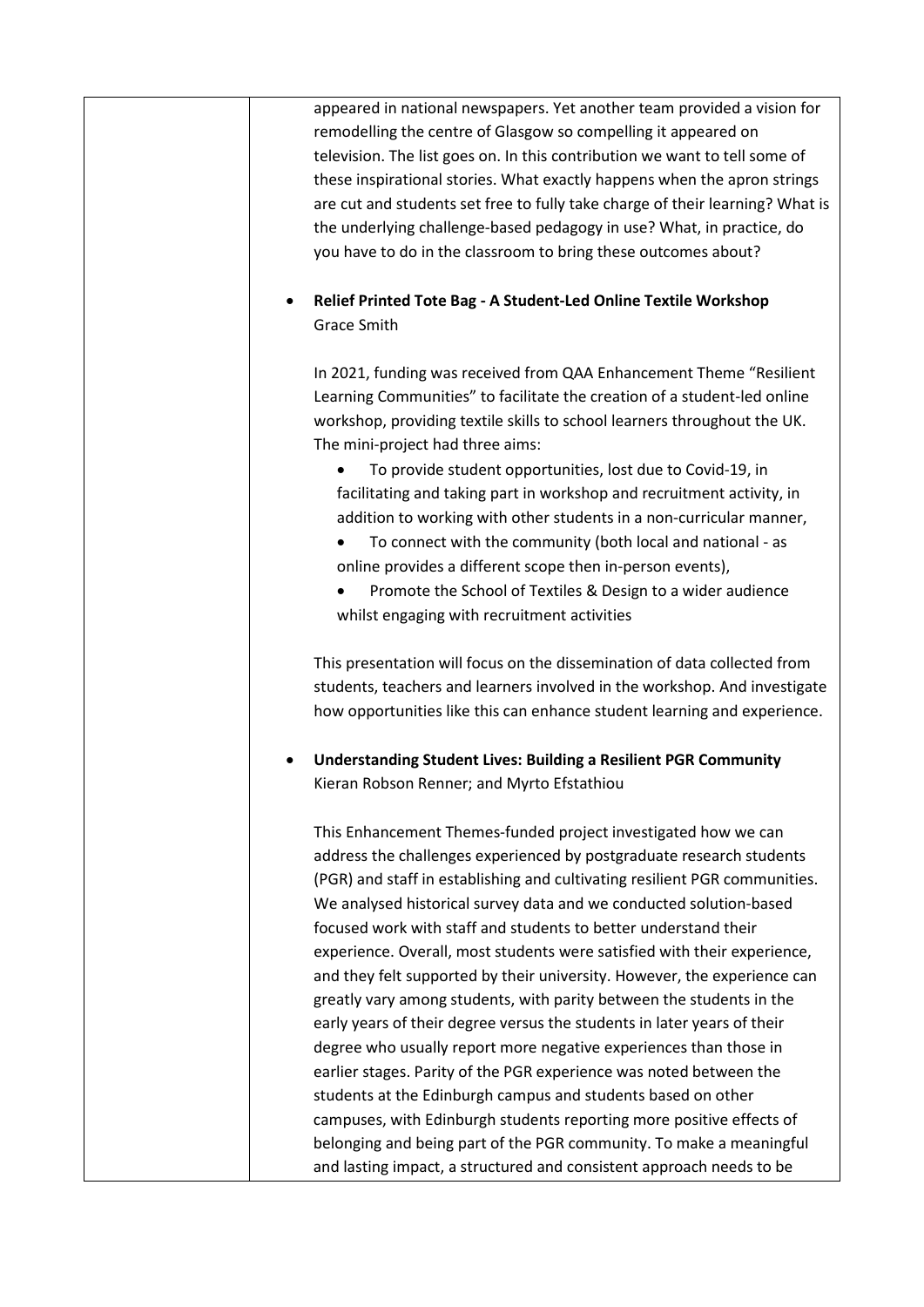appeared in national newspapers. Yet another team provided a vision for remodelling the centre of Glasgow so compelling it appeared on television. The list goes on. In this contribution we want to tell some of these inspirational stories. What exactly happens when the apron strings are cut and students set free to fully take charge of their learning? What is the underlying challenge-based pedagogy in use? What, in practice, do you have to do in the classroom to bring these outcomes about?

- **Relief Printed Tote Bag - A Student-Led Online Textile Workshop**
  Grace Smith

  In 2021, funding was received from QAA Enhancement Theme "Resilient Learning Communities" to facilitate the creation of a student-led online workshop, providing textile skills to school learners throughout the UK. The mini-project had three aims:

  - To provide student opportunities, lost due to Covid-19, in facilitating and taking part in workshop and recruitment activity, in addition to working with other students in a non-curricular manner,
  - To connect with the community (both local and national - as online provides a different scope then in-person events),
  - Promote the School of Textiles & Design to a wider audience whilst engaging with recruitment activities

  This presentation will focus on the dissemination of data collected from students, teachers and learners involved in the workshop. And investigate how opportunities like this can enhance student learning and experience.

- **Understanding Student Lives: Building a Resilient PGR Community**
  Kieran Robson Renner; and Myrto Efstathiou

  This Enhancement Themes-funded project investigated how we can address the challenges experienced by postgraduate research students (PGR) and staff in establishing and cultivating resilient PGR communities. We analysed historical survey data and we conducted solution-based focused work with staff and students to better understand their experience. Overall, most students were satisfied with their experience, and they felt supported by their university. However, the experience can greatly vary among students, with parity between the students in the early years of their degree versus the students in later years of their degree who usually report more negative experiences than those in earlier stages. Parity of the PGR experience was noted between the students at the Edinburgh campus and students based on other campuses, with Edinburgh students reporting more positive effects of belonging and being part of the PGR community. To make a meaningful and lasting impact, a structured and consistent approach needs to be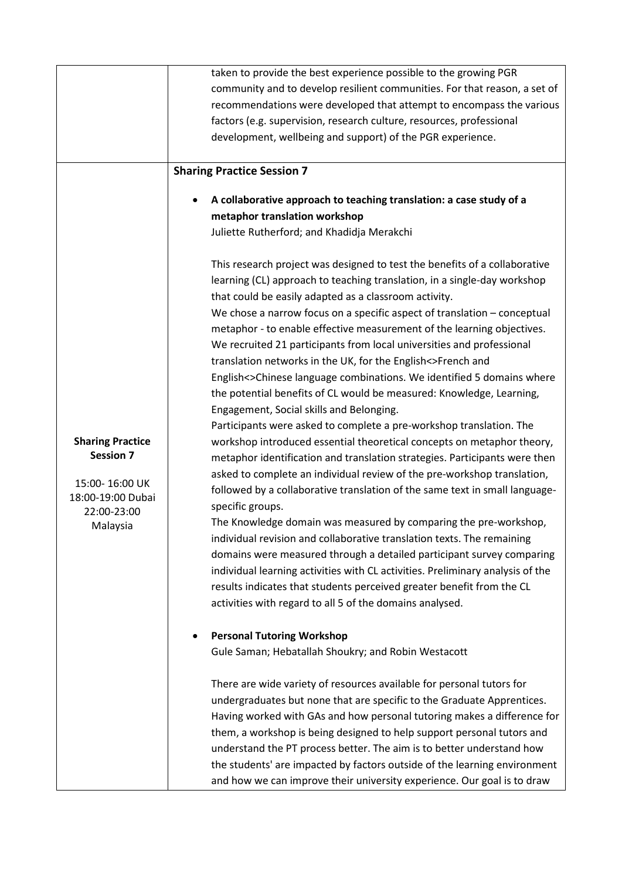| | |
|---|---|
| | taken to provide the best experience possible to the growing PGR community and to develop resilient communities. For that reason, a set of recommendations were developed that attempt to encompass the various factors (e.g. supervision, research culture, resources, professional development, wellbeing and support) of the PGR experience. |
| **Sharing Practice Session 7**<br><br>15:00- 16:00 UK<br>18:00-19:00 Dubai<br>22:00-23:00 Malaysia | **Sharing Practice Session 7**<br><br>• **A collaborative approach to teaching translation: a case study of a metaphor translation workshop**<br>Juliette Rutherford; and Khadidja Merakchi<br><br>This research project was designed to test the benefits of a collaborative learning (CL) approach to teaching translation, in a single-day workshop that could be easily adapted as a classroom activity.<br>We chose a narrow focus on a specific aspect of translation – conceptual metaphor - to enable effective measurement of the learning objectives.<br>We recruited 21 participants from local universities and professional translation networks in the UK, for the English<>French and English<>Chinese language combinations. We identified 5 domains where the potential benefits of CL would be measured: Knowledge, Learning, Engagement, Social skills and Belonging.<br>Participants were asked to complete a pre-workshop translation. The workshop introduced essential theoretical concepts on metaphor theory, metaphor identification and translation strategies. Participants were then asked to complete an individual review of the pre-workshop translation, followed by a collaborative translation of the same text in small language-specific groups.<br>The Knowledge domain was measured by comparing the pre-workshop, individual revision and collaborative translation texts. The remaining domains were measured through a detailed participant survey comparing individual learning activities with CL activities. Preliminary analysis of the results indicates that students perceived greater benefit from the CL activities with regard to all 5 of the domains analysed.<br><br>• **Personal Tutoring Workshop**<br>Gule Saman; Hebatallah Shoukry; and Robin Westacott<br><br>There are wide variety of resources available for personal tutors for undergraduates but none that are specific to the Graduate Apprentices. Having worked with GAs and how personal tutoring makes a difference for them, a workshop is being designed to help support personal tutors and understand the PT process better. The aim is to better understand how the students' are impacted by factors outside of the learning environment and how we can improve their university experience. Our goal is to draw |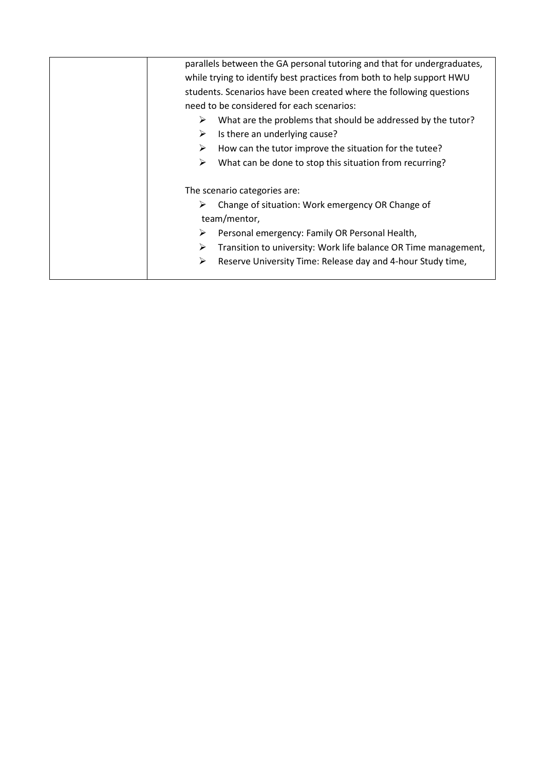| | parallels between the GA personal tutoring and that for undergraduates, while trying to identify best practices from both to help support HWU students. Scenarios have been created where the following questions need to be considered for each scenarios:<br>➢ What are the problems that should be addressed by the tutor?<br>➢ Is there an underlying cause?<br>➢ How can the tutor improve the situation for the tutee?<br>➢ What can be done to stop this situation from recurring?<br><br>The scenario categories are:<br>➢ Change of situation: Work emergency OR Change of team/mentor,<br>➢ Personal emergency: Family OR Personal Health,<br>➢ Transition to university: Work life balance OR Time management,<br>➢ Reserve University Time: Release day and 4-hour Study time, |
|---|---|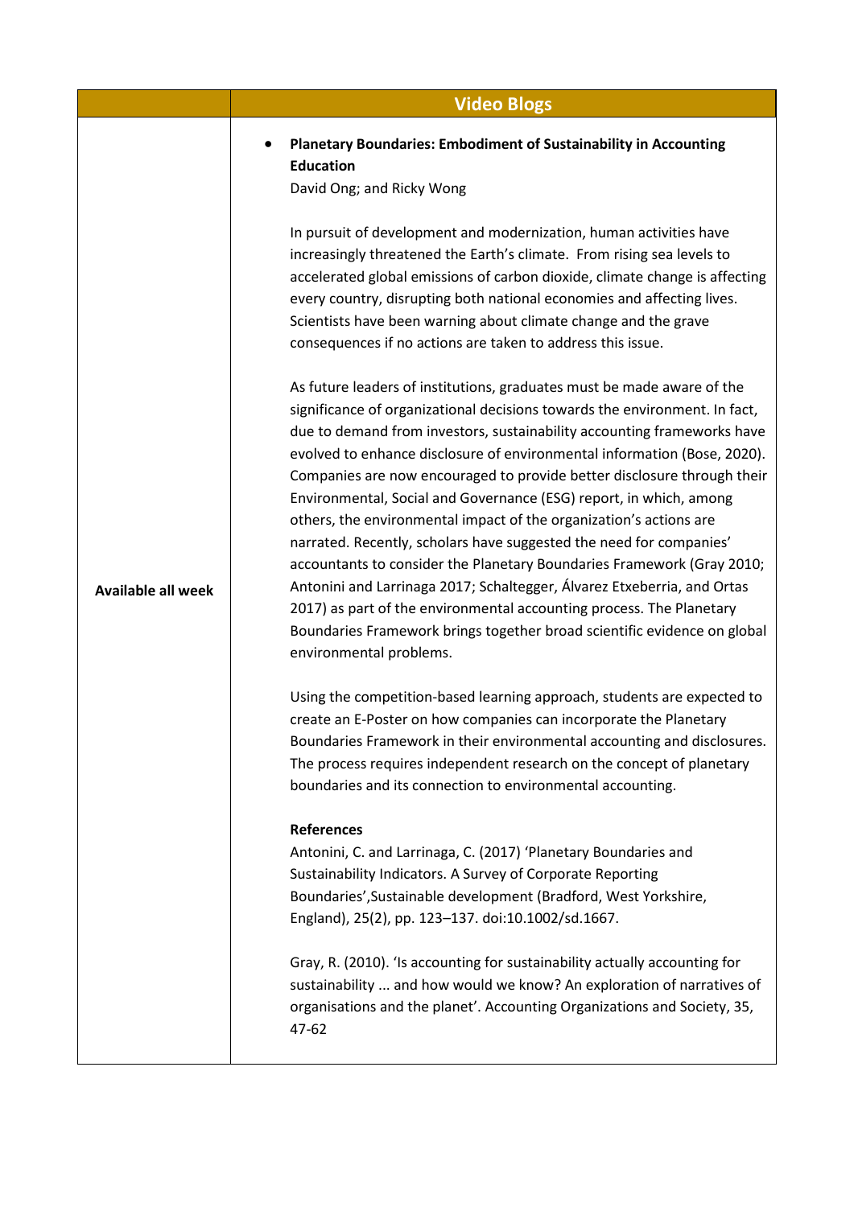| | Video Blogs |
|---|---|
| Available all week | • **Planetary Boundaries: Embodiment of Sustainability in Accounting Education**<br>David Ong; and Ricky Wong<br><br>In pursuit of development and modernization, human activities have increasingly threatened the Earth's climate. From rising sea levels to accelerated global emissions of carbon dioxide, climate change is affecting every country, disrupting both national economies and affecting lives. Scientists have been warning about climate change and the grave consequences if no actions are taken to address this issue.<br><br>As future leaders of institutions, graduates must be made aware of the significance of organizational decisions towards the environment. In fact, due to demand from investors, sustainability accounting frameworks have evolved to enhance disclosure of environmental information (Bose, 2020). Companies are now encouraged to provide better disclosure through their Environmental, Social and Governance (ESG) report, in which, among others, the environmental impact of the organization's actions are narrated. Recently, scholars have suggested the need for companies' accountants to consider the Planetary Boundaries Framework (Gray 2010; Antonini and Larrinaga 2017; Schaltegger, Álvarez Etxeberria, and Ortas 2017) as part of the environmental accounting process. The Planetary Boundaries Framework brings together broad scientific evidence on global environmental problems.<br><br>Using the competition-based learning approach, students are expected to create an E-Poster on how companies can incorporate the Planetary Boundaries Framework in their environmental accounting and disclosures. The process requires independent research on the concept of planetary boundaries and its connection to environmental accounting.<br><br>**References**<br>Antonini, C. and Larrinaga, C. (2017) 'Planetary Boundaries and Sustainability Indicators. A Survey of Corporate Reporting Boundaries',Sustainable development (Bradford, West Yorkshire, England), 25(2), pp. 123–137. doi:10.1002/sd.1667.<br><br>Gray, R. (2010). 'Is accounting for sustainability actually accounting for sustainability ... and how would we know? An exploration of narratives of organisations and the planet'. Accounting Organizations and Society, 35, 47-62 |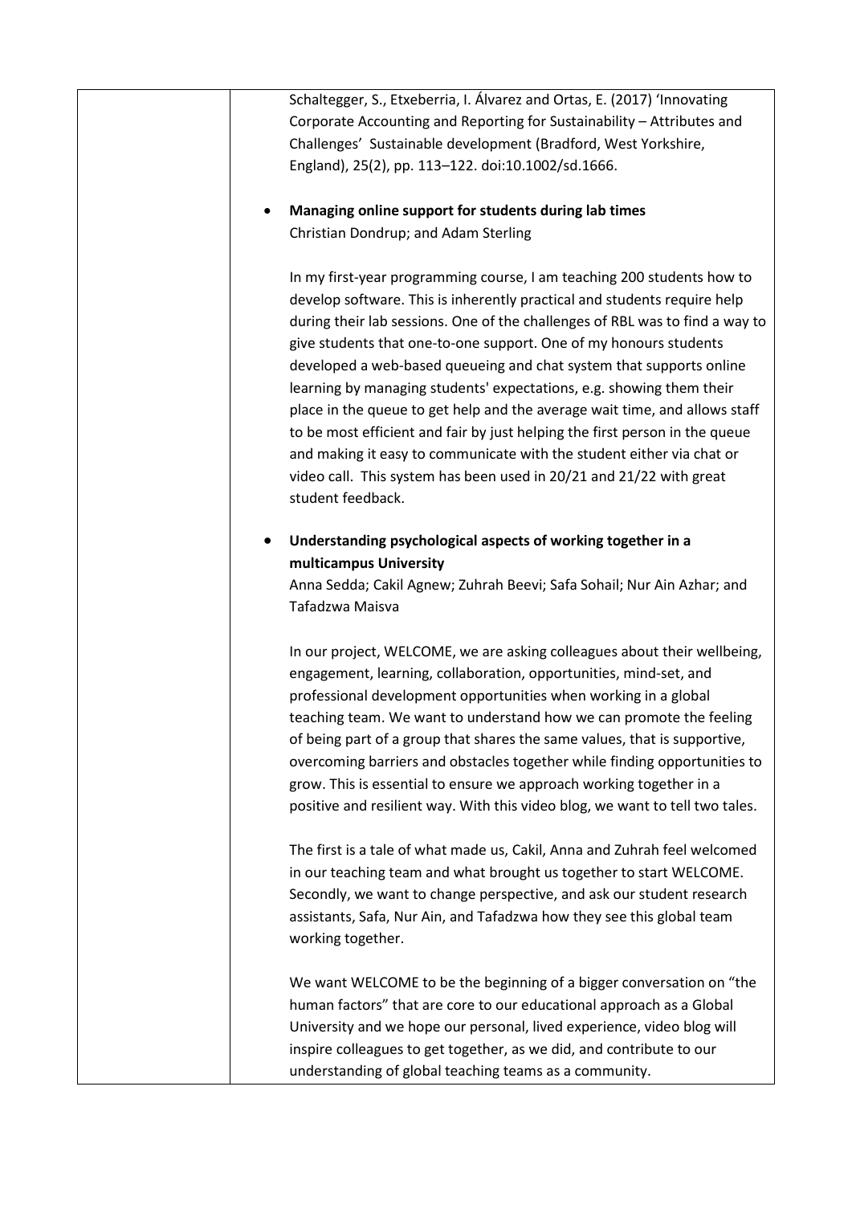Schaltegger, S., Etxeberria, I. Álvarez and Ortas, E. (2017) 'Innovating Corporate Accounting and Reporting for Sustainability – Attributes and Challenges' Sustainable development (Bradford, West Yorkshire, England), 25(2), pp. 113–122. doi:10.1002/sd.1666.

- **Managing online support for students during lab times**
  Christian Dondrup; and Adam Sterling

  In my first-year programming course, I am teaching 200 students how to develop software. This is inherently practical and students require help during their lab sessions. One of the challenges of RBL was to find a way to give students that one-to-one support. One of my honours students developed a web-based queueing and chat system that supports online learning by managing students' expectations, e.g. showing them their place in the queue to get help and the average wait time, and allows staff to be most efficient and fair by just helping the first person in the queue and making it easy to communicate with the student either via chat or video call. This system has been used in 20/21 and 21/22 with great student feedback.

- **Understanding psychological aspects of working together in a multicampus University**
  Anna Sedda; Cakil Agnew; Zuhrah Beevi; Safa Sohail; Nur Ain Azhar; and Tafadzwa Maisva

  In our project, WELCOME, we are asking colleagues about their wellbeing, engagement, learning, collaboration, opportunities, mind-set, and professional development opportunities when working in a global teaching team. We want to understand how we can promote the feeling of being part of a group that shares the same values, that is supportive, overcoming barriers and obstacles together while finding opportunities to grow. This is essential to ensure we approach working together in a positive and resilient way. With this video blog, we want to tell two tales.

  The first is a tale of what made us, Cakil, Anna and Zuhrah feel welcomed in our teaching team and what brought us together to start WELCOME. Secondly, we want to change perspective, and ask our student research assistants, Safa, Nur Ain, and Tafadzwa how they see this global team working together.

  We want WELCOME to be the beginning of a bigger conversation on "the human factors" that are core to our educational approach as a Global University and we hope our personal, lived experience, video blog will inspire colleagues to get together, as we did, and contribute to our understanding of global teaching teams as a community.